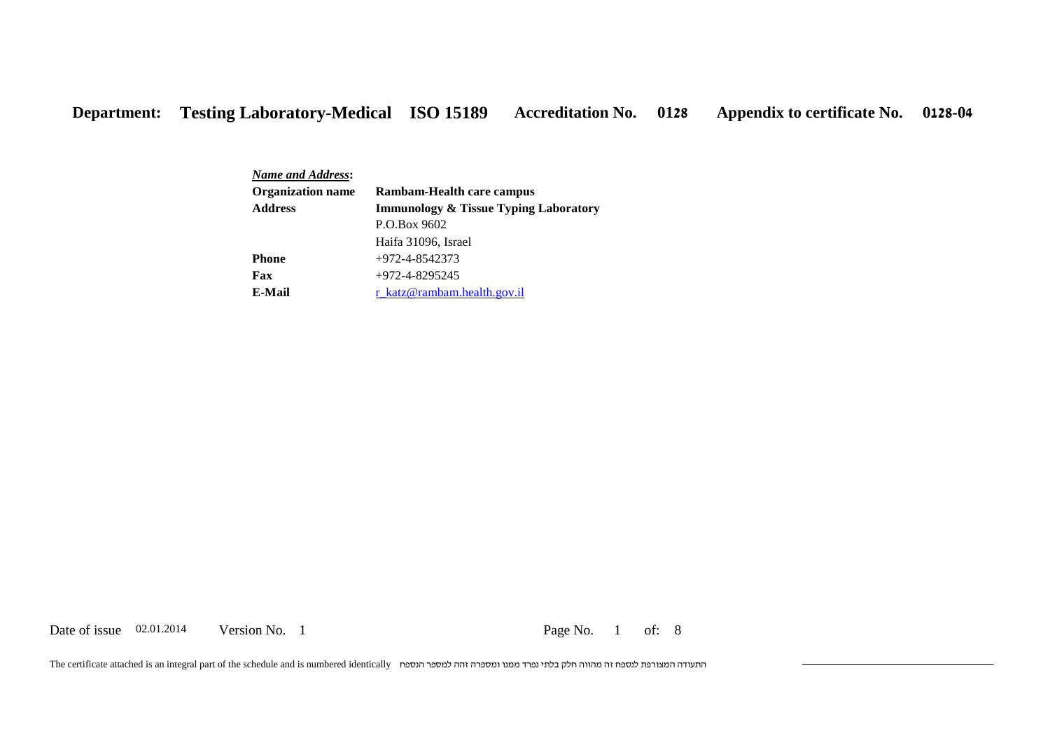**Department:** **Testing Laboratory-Medical** **ISO 15189** **Accreditation No.** **0128** **Appendix to certificate No.** **0128-04**

***Name and Address*:**

| | |
|---|---|
| **Organization name** | **Rambam-Health care campus** |
| **Address** | **Immunology & Tissue Typing Laboratory** |
| | P.O.Box 9602 |
| | Haifa 31096, Israel |
| **Phone** | +972-4-8542373 |
| **Fax** | +972-4-8295245 |
| **E-Mail** | r_katz@rambam.health.gov.il |

Date of issue 02.01.2014 Version No. 1

The certificate attached is an integral part of the schedule and is numbered identically התעודה המצורפת לנספח זה מהווה חלק בלתי נפרד ממנו ומספרה זהה למספר הנספח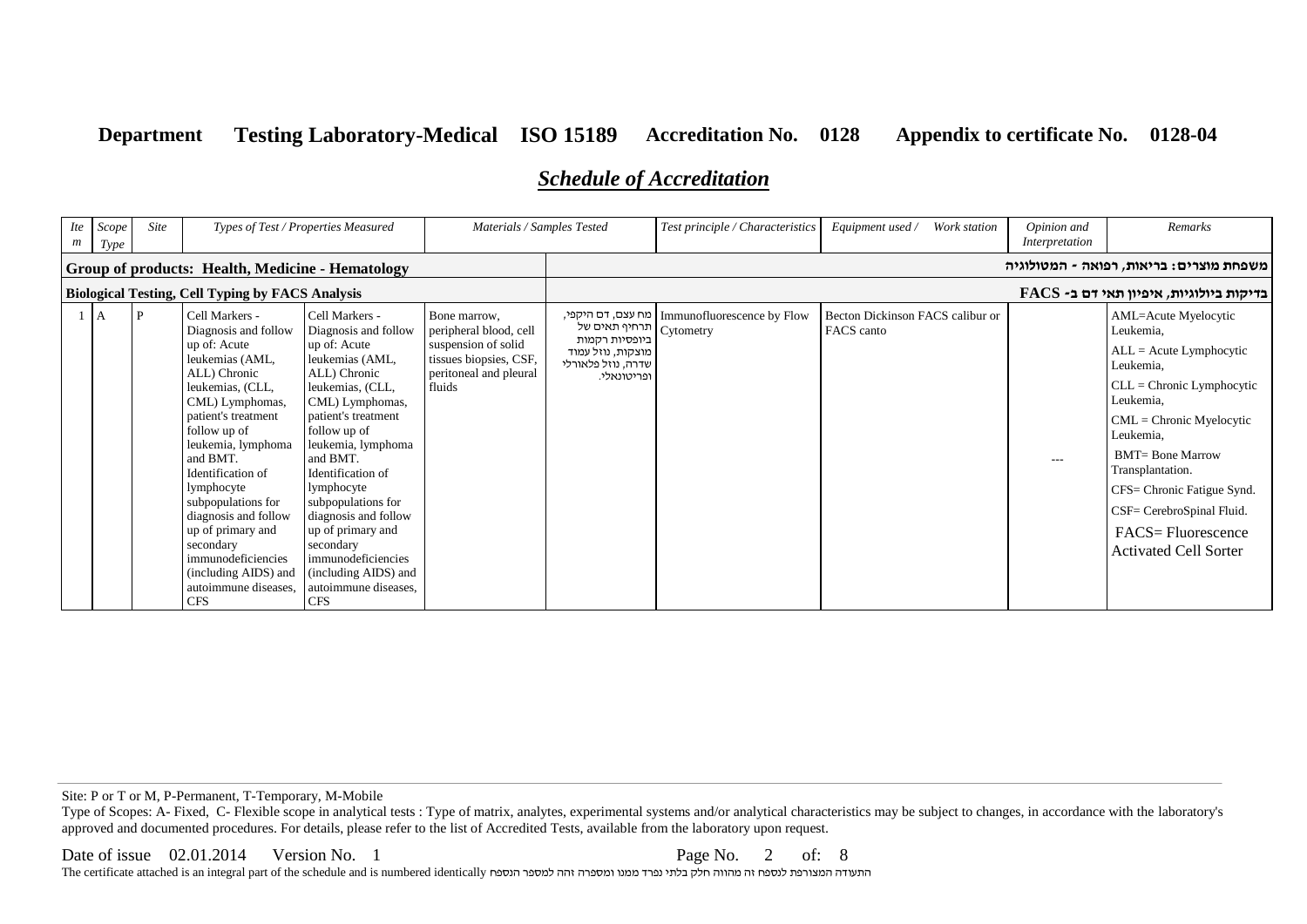**Department** **Testing Laboratory-Medical** **ISO 15189** **Accreditation No. 0128** **Appendix to certificate No. 0128-04**

## *Schedule of Accreditation*

| *Item* | *Scope Type* | *Site* | *Types of Test / Properties Measured* | | *Materials / Samples Tested* | | *Test principle / Characteristics* | *Equipment used / Work station* | *Opinion and Interpretation* | *Remarks* |
|---|---|---|---|---|---|---|---|---|---|---|
| **Group of products: Health, Medicine - Hematology** | | | | | | **משפחת מוצרים: בריאות, רפואה - המטולוגיה** | | | | |
| **Biological Testing, Cell Typing by FACS Analysis** | | | | | | **בדיקות ביולוגיות, איפיון תאי דם ב- FACS** | | | | |
| 1 | A | P | Cell Markers - Diagnosis and follow up of: Acute leukemias (AML, ALL) Chronic leukemias, (CLL, CML) Lymphomas, patient's treatment follow up of leukemia, lymphoma and BMT. Identification of lymphocyte subpopulations for diagnosis and follow up of primary and secondary immunodeficiencies (including AIDS) and autoimmune diseases, CFS | Cell Markers - Diagnosis and follow up of: Acute leukemias (AML, ALL) Chronic leukemias, (CLL, CML) Lymphomas, patient's treatment follow up of leukemia, lymphoma and BMT. Identification of lymphocyte subpopulations for diagnosis and follow up of primary and secondary immunodeficiencies (including AIDS) and autoimmune diseases, CFS | Bone marrow, peripheral blood, cell suspension of solid tissues biopsies, CSF, peritoneal and pleural fluids | מח עצם, דם היקפי, תרחיף תאים של ביופסיות רקמות מוצקות, נוזל עמוד שדרה, נוזל פלאורלי ופריטונאלי. | Immunofluorescence by Flow Cytometry | Becton Dickinson FACS calibur or FACS canto | --- | AML=Acute Myelocytic Leukemia, ALL = Acute Lymphocytic Leukemia, CLL = Chronic Lymphocytic Leukemia, CML = Chronic Myelocytic Leukemia, BMT= Bone Marrow Transplantation. CFS= Chronic Fatigue Synd. CSF= CerebroSpinal Fluid. FACS= Fluorescence Activated Cell Sorter |

Site: P or T or M, P-Permanent, T-Temporary, M-Mobile

Type of Scopes: A- Fixed, C- Flexible scope in analytical tests : Type of matrix, analytes, experimental systems and/or analytical characteristics may be subject to changes, in accordance with the laboratory's approved and documented procedures. For details, please refer to the list of Accredited Tests, available from the laboratory upon request.

Date of issue 02.01.2014 Version No. 1

The certificate attached is an integral part of the schedule and is numbered identically התעודה המצורפת לנספח זה מהווה חלק בלתי נפרד ממנו ומספרה זהה למספר הנספח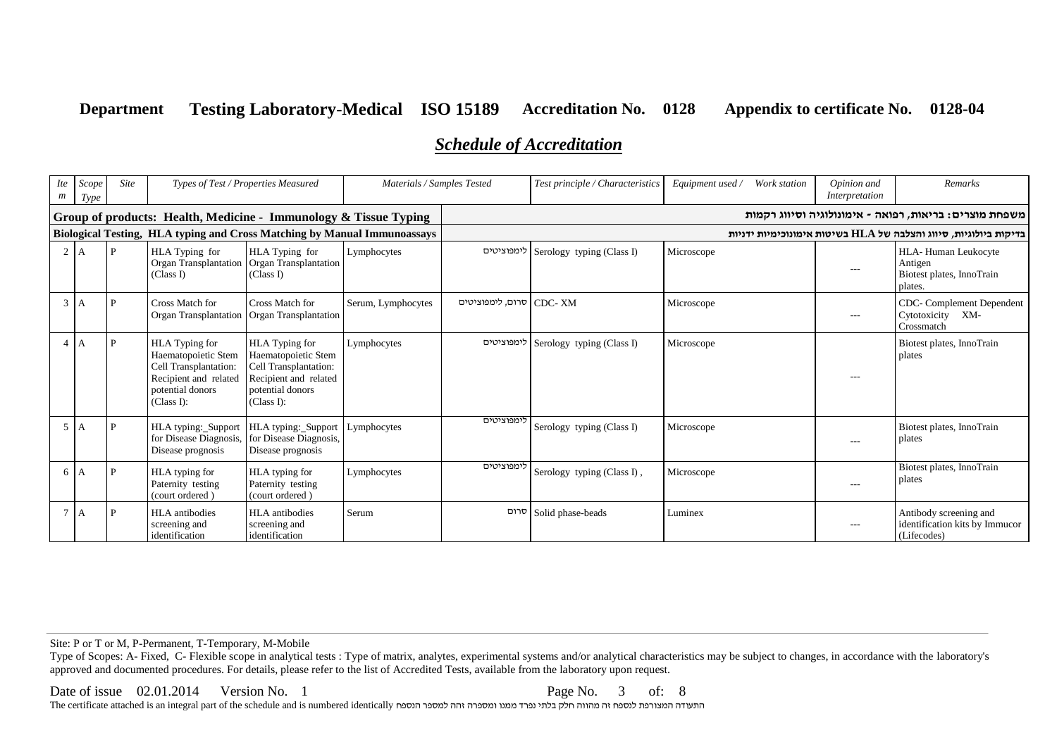**Department** **Testing Laboratory-Medical** **ISO 15189** **Accreditation No.** **0128** **Appendix to certificate No.** **0128-04**

## *Schedule of Accreditation*

| *Item* | *Scope Type* | *Site* | *Types of Test / Properties Measured* | | *Materials / Samples Tested* | | *Test principle / Characteristics* | *Equipment used / Work station* | *Opinion and Interpretation* | *Remarks* |
|---|---|---|---|---|---|---|---|---|---|---|
| **Group of products: Health, Medicine - Immunology & Tissue Typing** | | | | | | **משפחת מוצרים: בריאות, רפואה - אימונולוגיה וסיווג רקמות** | | | | |
| **Biological Testing, HLA typing and Cross Matching by Manual Immunoassays** | | | | | | **בדיקות ביולוגיות, סיווג והצלבה של HLA בשיטות אימונוכימיות ידניות** | | | | |
| 2 | A | P | HLA Typing for Organ Transplantation (Class I) | HLA Typing for Organ Transplantation (Class I) | Lymphocytes | לימפוציטים | Serology typing (Class I) | Microscope | --- | HLA- Human Leukocyte Antigen Biotest plates, InnoTrain plates. |
| 3 | A | P | Cross Match for Organ Transplantation | Cross Match for Organ Transplantation | Serum, Lymphocytes | סרום, לימפוציטים | CDC- XM | Microscope | --- | CDC- Complement Dependent Cytotoxicity XM-Crossmatch |
| 4 | A | P | HLA Typing for Haematopoietic Stem Cell Transplantation: Recipient and related potential donors (Class I): | HLA Typing for Haematopoietic Stem Cell Transplantation: Recipient and related potential donors (Class I): | Lymphocytes | לימפוציטים | Serology typing (Class I) | Microscope | --- | Biotest plates, InnoTrain plates |
| 5 | A | P | HLA typing: Support for Disease Diagnosis, Disease prognosis | HLA typing: Support for Disease Diagnosis, Disease prognosis | Lymphocytes | לימפוציטים | Serology typing (Class I) | Microscope | --- | Biotest plates, InnoTrain plates |
| 6 | A | P | HLA typing for Paternity testing (court ordered ) | HLA typing for Paternity testing (court ordered ) | Lymphocytes | לימפוציטים | Serology typing (Class I) , | Microscope | --- | Biotest plates, InnoTrain plates |
| 7 | A | P | HLA antibodies screening and identification | HLA antibodies screening and identification | Serum | סרום | Solid phase-beads | Luminex | --- | Antibody screening and identification kits by Immucor (Lifecodes) |

Site: P or T or M, P-Permanent, T-Temporary, M-Mobile

Type of Scopes: A- Fixed, C- Flexible scope in analytical tests : Type of matrix, analytes, experimental systems and/or analytical characteristics may be subject to changes, in accordance with the laboratory's approved and documented procedures. For details, please refer to the list of Accredited Tests, available from the laboratory upon request.

Date of issue 02.01.2014 Version No. 1

The certificate attached is an integral part of the schedule and is numbered identically התעודה המצורפת לנספח זה מהווה חלק בלתי נפרד ממנו ומספרה זהה למספר הנספח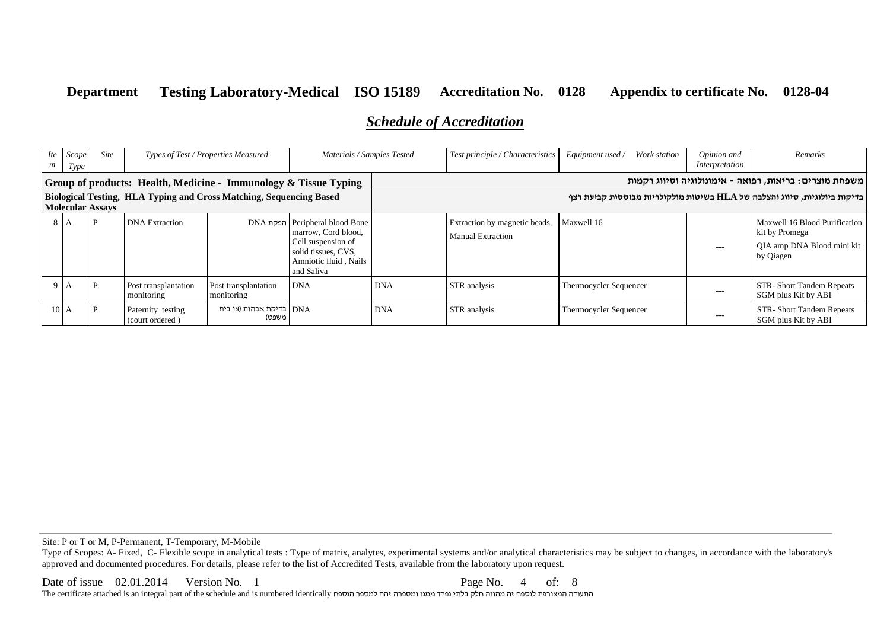**Department** **Testing Laboratory-Medical** **ISO 15189** **Accreditation No. 0128** **Appendix to certificate No. 0128-04**

## *Schedule of Accreditation*

| *Item* | *Scope Type* | *Site* | *Types of Test / Properties Measured* | | *Materials / Samples Tested* | | *Test principle / Characteristics* | *Equipment used / Work station* | *Opinion and Interpretation* | *Remarks* |
|---|---|---|---|---|---|---|---|---|---|---|
| **Group of products: Health, Medicine - Immunology & Tissue Typing** | | | | | | | **משפחת מוצרים: בריאות, רפואה - אימונולוגיה וסיווג רקמות** | | | |
| **Biological Testing, HLA Typing and Cross Matching, Sequencing Based Molecular Assays** | | | | | | | **בדיקות ביולוגיות, סיווג והצלבה של HLA בשיטות מולקולריות מבוססות קביעת רצף** | | | |
| 8 | A | P | DNA Extraction | הפקת DNA | Peripheral blood Bone marrow, Cord blood, Cell suspension of solid tissues, CVS, Amniotic fluid , Nails and Saliva | | Extraction by magnetic beads, Manual Extraction | Maxwell 16 | --- | Maxwell 16 Blood Purification kit by Promega QIA amp DNA Blood mini kit by Qiagen |
| 9 | A | P | Post transplantation monitoring | Post transplantation monitoring | DNA | DNA | STR analysis | Thermocycler Sequencer | --- | STR- Short Tandem Repeats SGM plus Kit by ABI |
| 10 | A | P | Paternity testing (court ordered ) | בדיקת אבהות (צו בית משפט) | DNA | DNA | STR analysis | Thermocycler Sequencer | --- | STR- Short Tandem Repeats SGM plus Kit by ABI |

Site: P or T or M, P-Permanent, T-Temporary, M-Mobile

Type of Scopes: A- Fixed, C- Flexible scope in analytical tests : Type of matrix, analytes, experimental systems and/or analytical characteristics may be subject to changes, in accordance with the laboratory's approved and documented procedures. For details, please refer to the list of Accredited Tests, available from the laboratory upon request.

Date of issue 02.01.2014 Version No. 1

The certificate attached is an integral part of the schedule and is numbered identically התעודה המצורפת לנספח זה מהווה חלק בלתי נפרד ממנו ומספרה זהה למספר הנספח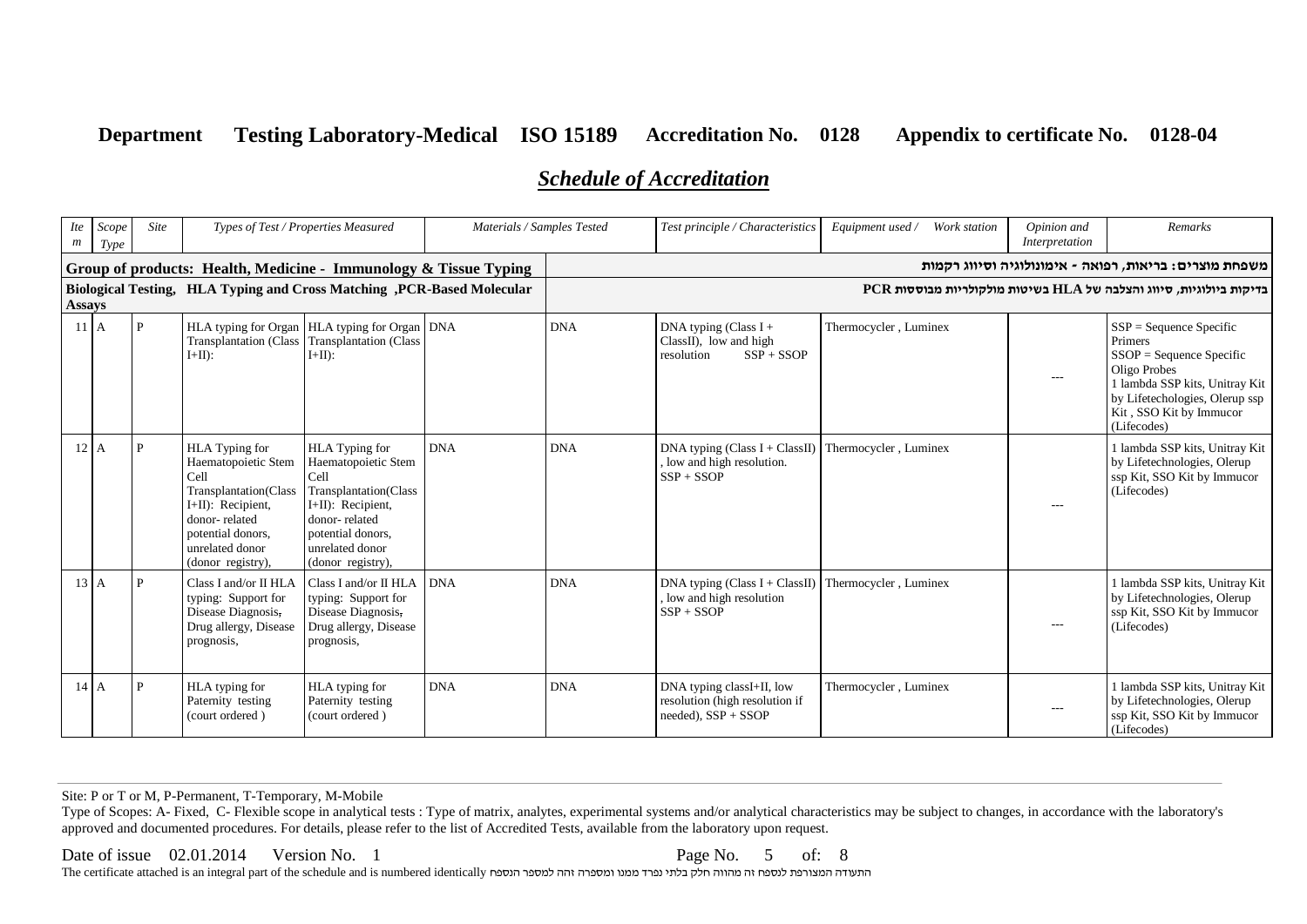**Department** **Testing Laboratory-Medical** **ISO 15189** **Accreditation No. 0128** **Appendix to certificate No. 0128-04**

## *Schedule of Accreditation*

| *Item* | *Scope Type* | *Site* | *Types of Test / Properties Measured* | | *Materials / Samples Tested* | | *Test principle / Characteristics* | *Equipment used / Work station* | *Opinion and Interpretation* | *Remarks* |
|---|---|---|---|---|---|---|---|---|---|---|
| **Group of products: Health, Medicine - Immunology & Tissue Typing** | | | | | | | **משפחת מוצרים: בריאות, רפואה - אימונולוגיה וסיווג רקמות** | | | |
| **Biological Testing, HLA Typing and Cross Matching ,PCR-Based Molecular Assays** | | | | | | | **בדיקות ביולוגיות, סיווג והצלבה של HLA בשיטות מולקולריות מבוססות PCR** | | | |
| 11 | A | P | HLA typing for Organ Transplantation (Class I+II): | HLA typing for Organ Transplantation (Class I+II): | DNA | DNA | DNA typing (Class I + ClassII), low and high resolution SSP + SSOP | Thermocycler , Luminex | --- | SSP = Sequence Specific Primers SSOP = Sequence Specific Oligo Probes 1 lambda SSP kits, Unitray Kit by Lifetechologies, Olerup ssp Kit , SSO Kit by Immucor (Lifecodes) |
| 12 | A | P | HLA Typing for Haematopoietic Stem Cell Transplantation(Class I+II): Recipient, donor- related potential donors, unrelated donor (donor registry), | HLA Typing for Haematopoietic Stem Cell Transplantation(Class I+II): Recipient, donor- related potential donors, unrelated donor (donor registry), | DNA | DNA | DNA typing (Class I + ClassII) , low and high resolution. SSP + SSOP | Thermocycler , Luminex | --- | 1 lambda SSP kits, Unitray Kit by Lifetechnologies, Olerup ssp Kit, SSO Kit by Immucor (Lifecodes) |
| 13 | A | P | Class I and/or II HLA typing: Support for Disease Diagnosis, Drug allergy, Disease prognosis, | Class I and/or II HLA typing: Support for Disease Diagnosis, Drug allergy, Disease prognosis, | DNA | DNA | DNA typing (Class I + ClassII) , low and high resolution SSP + SSOP | Thermocycler , Luminex | --- | 1 lambda SSP kits, Unitray Kit by Lifetechnologies, Olerup ssp Kit, SSO Kit by Immucor (Lifecodes) |
| 14 | A | P | HLA typing for Paternity testing (court ordered ) | HLA typing for Paternity testing (court ordered ) | DNA | DNA | DNA typing classI+II, low resolution (high resolution if needed), SSP + SSOP | Thermocycler , Luminex | --- | 1 lambda SSP kits, Unitray Kit by Lifetechnologies, Olerup ssp Kit, SSO Kit by Immucor (Lifecodes) |

Site: P or T or M, P-Permanent, T-Temporary, M-Mobile

Type of Scopes: A- Fixed, C- Flexible scope in analytical tests : Type of matrix, analytes, experimental systems and/or analytical characteristics may be subject to changes, in accordance with the laboratory's approved and documented procedures. For details, please refer to the list of Accredited Tests, available from the laboratory upon request.

Date of issue 02.01.2014 Version No. 1

The certificate attached is an integral part of the schedule and is numbered identically התעודה המצורפת לנספח זה מהווה חלק בלתי נפרד ממנו ומספרה זהה למספר הנספח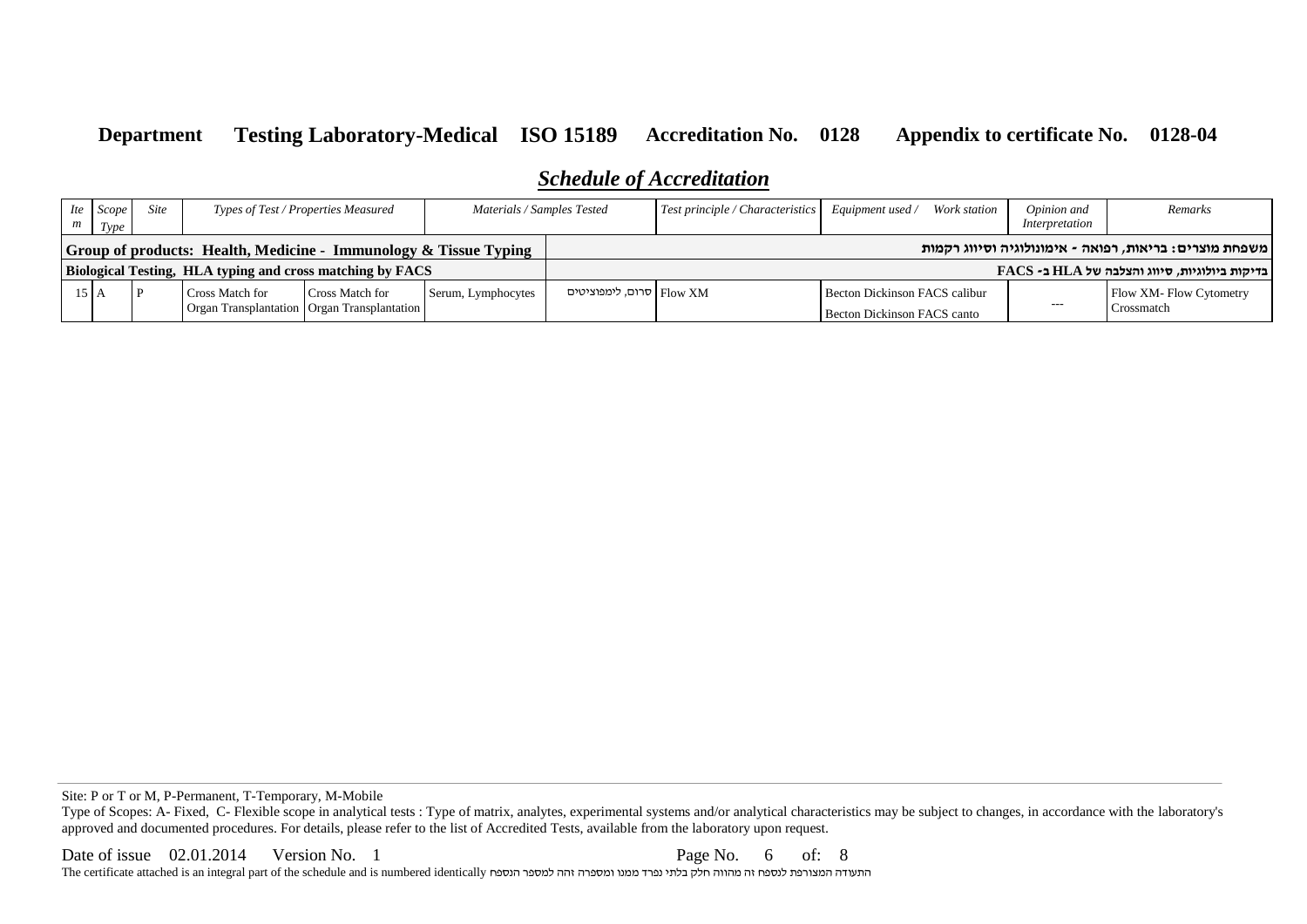**Department** **Testing Laboratory-Medical** **ISO 15189** **Accreditation No. 0128** **Appendix to certificate No. 0128-04**

## *Schedule of Accreditation*

| Item | Scope Type | Site | Types of Test / Properties Measured | | Materials / Samples Tested | | Test principle / Characteristics | Equipment used / Work station | Opinion and Interpretation | Remarks |
|---|---|---|---|---|---|---|---|---|---|---|
| **Group of products: Health, Medicine - Immunology & Tissue Typing** | | | | | | **משפחת מוצרים: בריאות, רפואה - אימונולוגיה וסיווג רקמות** | | | | |
| **Biological Testing, HLA typing and cross matching by FACS** | | | | | | **בדיקות ביולוגיות, סיווג והצלבה של HLA ב- FACS** | | | | |
| 15 | A | P | Cross Match for Organ Transplantation | Cross Match for Organ Transplantation | Serum, Lymphocytes | סרום, לימפוציטים | Flow XM | Becton Dickinson FACS calibur<br>Becton Dickinson FACS canto | --- | Flow XM- Flow Cytometry Crossmatch |

Site: P or T or M, P-Permanent, T-Temporary, M-Mobile

Type of Scopes: A- Fixed, C- Flexible scope in analytical tests : Type of matrix, analytes, experimental systems and/or analytical characteristics may be subject to changes, in accordance with the laboratory's approved and documented procedures. For details, please refer to the list of Accredited Tests, available from the laboratory upon request.

Date of issue 02.01.2014 Version No. 1

The certificate attached is an integral part of the schedule and is numbered identically התעודה המצורפת לנספח זה מהווה חלק בלתי נפרד ממנו ומספרה זהה למספר הנספח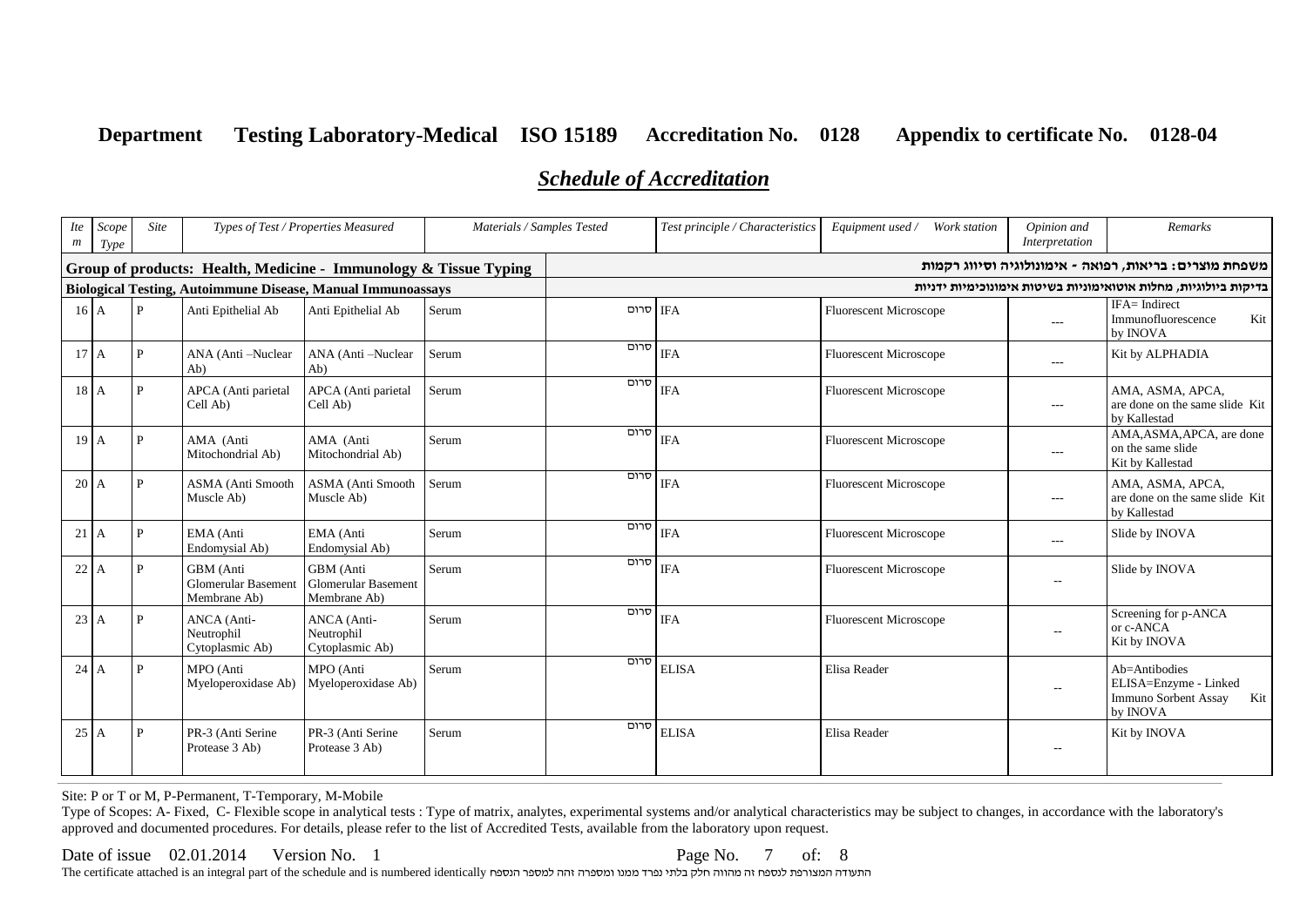**Department Testing Laboratory-Medical ISO 15189 Accreditation No. 0128 Appendix to certificate No. 0128-04**

## *Schedule of Accreditation*

| Item | Scope Type | Site | Types of Test / Properties Measured | | Materials / Samples Tested | | Test principle / Characteristics | Equipment used / Work station | Opinion and Interpretation | Remarks |
|---|---|---|---|---|---|---|---|---|---|---|
| **Group of products: Health, Medicine - Immunology & Tissue Typing** | | | | | | **משפחת מוצרים: בריאות, רפואה - אימונולוגיה וסיווג רקמות** | | | | |
| **Biological Testing, Autoimmune Disease, Manual Immunoassays** | | | | | | **בדיקות ביולוגיות, מחלות אוטואימוניות בשיטות אימונוכימיות ידניות** | | | | |
| 16 | A | P | Anti Epithelial Ab | Anti Epithelial Ab | Serum | סרום | IFA | Fluorescent Microscope | --- | IFA= Indirect Immunofluorescence Kit by INOVA |
| 17 | A | P | ANA (Anti –Nuclear Ab) | ANA (Anti –Nuclear Ab) | Serum | סרום | IFA | Fluorescent Microscope | --- | Kit by ALPHADIA |
| 18 | A | P | APCA (Anti parietal Cell Ab) | APCA (Anti parietal Cell Ab) | Serum | סרום | IFA | Fluorescent Microscope | --- | AMA, ASMA, APCA, are done on the same slide Kit by Kallestad |
| 19 | A | P | AMA (Anti Mitochondrial Ab) | AMA (Anti Mitochondrial Ab) | Serum | סרום | IFA | Fluorescent Microscope | --- | AMA,ASMA,APCA, are done on the same slide Kit by Kallestad |
| 20 | A | P | ASMA (Anti Smooth Muscle Ab) | ASMA (Anti Smooth Muscle Ab) | Serum | סרום | IFA | Fluorescent Microscope | --- | AMA, ASMA, APCA, are done on the same slide Kit by Kallestad |
| 21 | A | P | EMA (Anti Endomysial Ab) | EMA (Anti Endomysial Ab) | Serum | סרום | IFA | Fluorescent Microscope | --- | Slide by INOVA |
| 22 | A | P | GBM (Anti Glomerular Basement Membrane Ab) | GBM (Anti Glomerular Basement Membrane Ab) | Serum | סרום | IFA | Fluorescent Microscope | -- | Slide by INOVA |
| 23 | A | P | ANCA (Anti-Neutrophil Cytoplasmic Ab) | ANCA (Anti-Neutrophil Cytoplasmic Ab) | Serum | סרום | IFA | Fluorescent Microscope | -- | Screening for p-ANCA or c-ANCA Kit by INOVA |
| 24 | A | P | MPO (Anti Myeloperoxidase Ab) | MPO (Anti Myeloperoxidase Ab) | Serum | סרום | ELISA | Elisa Reader | -- | Ab=Antibodies ELISA=Enzyme - Linked Immuno Sorbent Assay Kit by INOVA |
| 25 | A | P | PR-3 (Anti Serine Protease 3 Ab) | PR-3 (Anti Serine Protease 3 Ab) | Serum | סרום | ELISA | Elisa Reader | -- | Kit by INOVA |

Site: P or T or M, P-Permanent, T-Temporary, M-Mobile

Type of Scopes: A- Fixed, C- Flexible scope in analytical tests : Type of matrix, analytes, experimental systems and/or analytical characteristics may be subject to changes, in accordance with the laboratory's approved and documented procedures. For details, please refer to the list of Accredited Tests, available from the laboratory upon request.

Date of issue 02.01.2014 Version No. 1

The certificate attached is an integral part of the schedule and is numbered identically התעודה המצורפת לנספח זה מהווה חלק בלתי נפרד ממנו ומספרה זהה למספר הנספח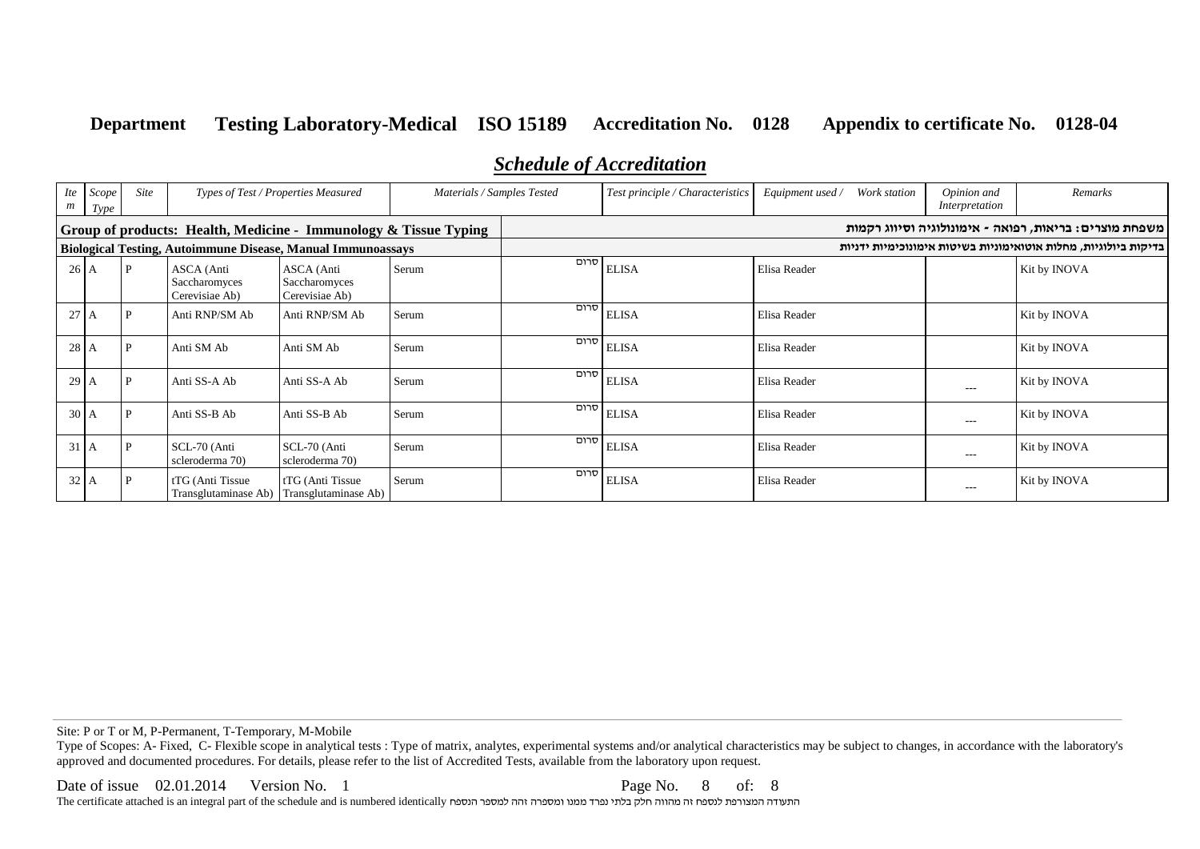**Department** **Testing Laboratory-Medical** **ISO 15189** **Accreditation No. 0128** **Appendix to certificate No. 0128-04**

## *Schedule of Accreditation*

| Item | Scope Type | Site | Types of Test / Properties Measured | | Materials / Samples Tested | | Test principle / Characteristics | Equipment used / Work station | Opinion and Interpretation | Remarks |
|---|---|---|---|---|---|---|---|---|---|---|
| **Group of products: Health, Medicine - Immunology & Tissue Typing** | | | | | | **משפחת מוצרים: בריאות, רפואה - אימונולוגיה וסיווג רקמות** | | | | |
| **Biological Testing, Autoimmune Disease, Manual Immunoassays** | | | | | | **בדיקות ביולוגיות, מחלות אוטואימוניות בשיטות אימונוכימיות ידניות** | | | | |
| 26 | A | P | ASCA (Anti Saccharomyces Cerevisiae Ab) | ASCA (Anti Saccharomyces Cerevisiae Ab) | Serum | סרום | ELISA | Elisa Reader | | Kit by INOVA |
| 27 | A | P | Anti RNP/SM Ab | Anti RNP/SM Ab | Serum | סרום | ELISA | Elisa Reader | | Kit by INOVA |
| 28 | A | P | Anti SM Ab | Anti SM Ab | Serum | סרום | ELISA | Elisa Reader | | Kit by INOVA |
| 29 | A | P | Anti SS-A Ab | Anti SS-A Ab | Serum | סרום | ELISA | Elisa Reader | --- | Kit by INOVA |
| 30 | A | P | Anti SS-B Ab | Anti SS-B Ab | Serum | סרום | ELISA | Elisa Reader | --- | Kit by INOVA |
| 31 | A | P | SCL-70 (Anti scleroderma 70) | SCL-70 (Anti scleroderma 70) | Serum | סרום | ELISA | Elisa Reader | --- | Kit by INOVA |
| 32 | A | P | tTG (Anti Tissue Transglutaminase Ab) | tTG (Anti Tissue Transglutaminase Ab) | Serum | סרום | ELISA | Elisa Reader | --- | Kit by INOVA |

Site: P or T or M, P-Permanent, T-Temporary, M-Mobile

Type of Scopes: A- Fixed, C- Flexible scope in analytical tests : Type of matrix, analytes, experimental systems and/or analytical characteristics may be subject to changes, in accordance with the laboratory's approved and documented procedures. For details, please refer to the list of Accredited Tests, available from the laboratory upon request.

Date of issue 02.01.2014 Version No. 1

The certificate attached is an integral part of the schedule and is numbered identically התעודה המצורפת לנספח זה מהווה חלק בלתי נפרד ממנו ומספרה זהה למספר הנספח